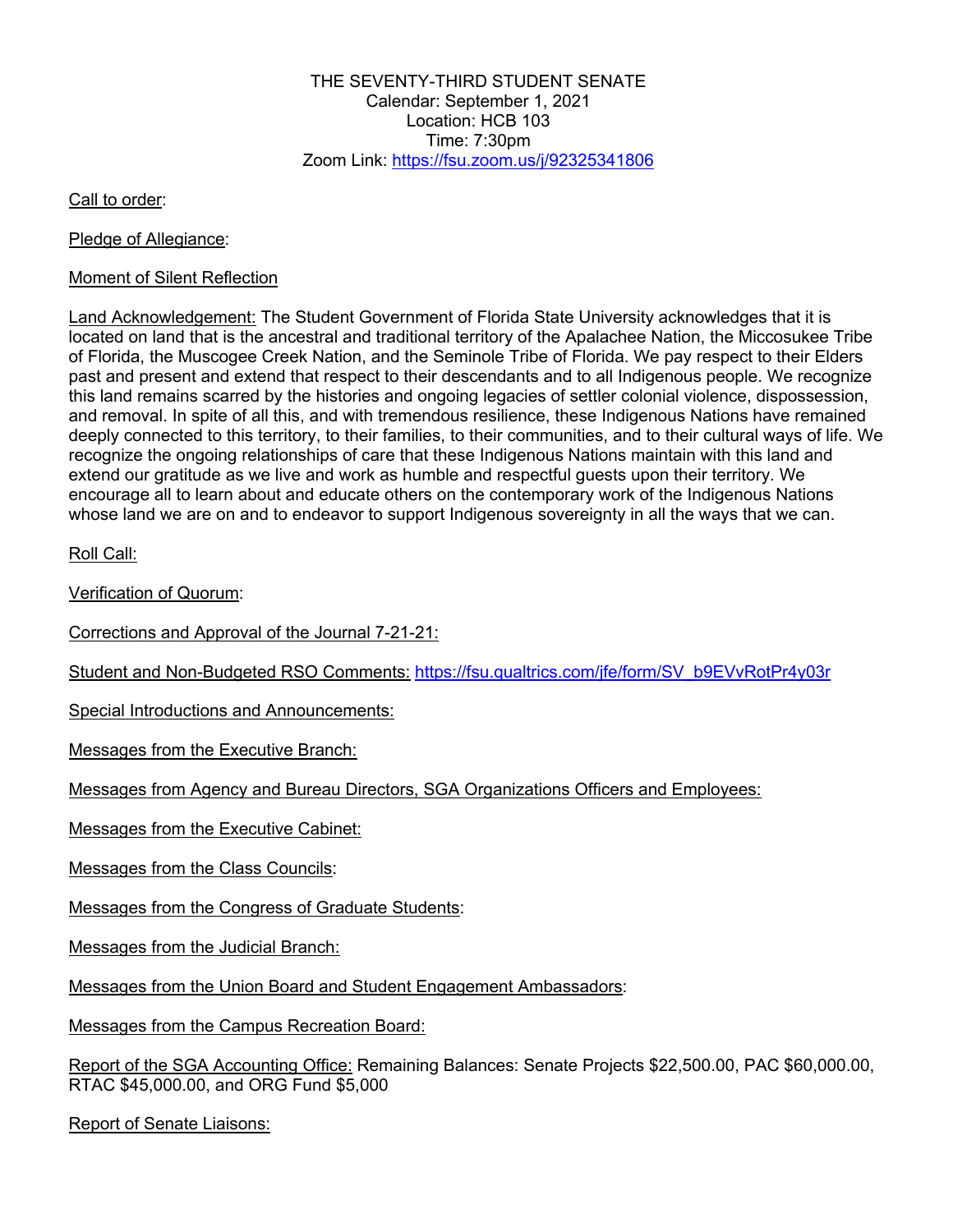THE SEVENTY-THIRD STUDENT SENATE
Calendar: September 1, 2021
Location: HCB 103
Time: 7:30pm
Zoom Link: https://fsu.zoom.us/j/92325341806

Call to order:

Pledge of Allegiance:

Moment of Silent Reflection

Land Acknowledgement: The Student Government of Florida State University acknowledges that it is located on land that is the ancestral and traditional territory of the Apalachee Nation, the Miccosukee Tribe of Florida, the Muscogee Creek Nation, and the Seminole Tribe of Florida. We pay respect to their Elders past and present and extend that respect to their descendants and to all Indigenous people. We recognize this land remains scarred by the histories and ongoing legacies of settler colonial violence, dispossession, and removal. In spite of all this, and with tremendous resilience, these Indigenous Nations have remained deeply connected to this territory, to their families, to their communities, and to their cultural ways of life. We recognize the ongoing relationships of care that these Indigenous Nations maintain with this land and extend our gratitude as we live and work as humble and respectful guests upon their territory. We encourage all to learn about and educate others on the contemporary work of the Indigenous Nations whose land we are on and to endeavor to support Indigenous sovereignty in all the ways that we can.

Roll Call:

Verification of Quorum:

Corrections and Approval of the Journal 7-21-21:

Student and Non-Budgeted RSO Comments: https://fsu.qualtrics.com/jfe/form/SV_b9EVvRotPr4y03r

Special Introductions and Announcements:

Messages from the Executive Branch:

Messages from Agency and Bureau Directors, SGA Organizations Officers and Employees:

Messages from the Executive Cabinet:

Messages from the Class Councils:

Messages from the Congress of Graduate Students:

Messages from the Judicial Branch:

Messages from the Union Board and Student Engagement Ambassadors:

Messages from the Campus Recreation Board:

Report of the SGA Accounting Office: Remaining Balances: Senate Projects $22,500.00, PAC $60,000.00, RTAC $45,000.00, and ORG Fund $5,000

Report of Senate Liaisons: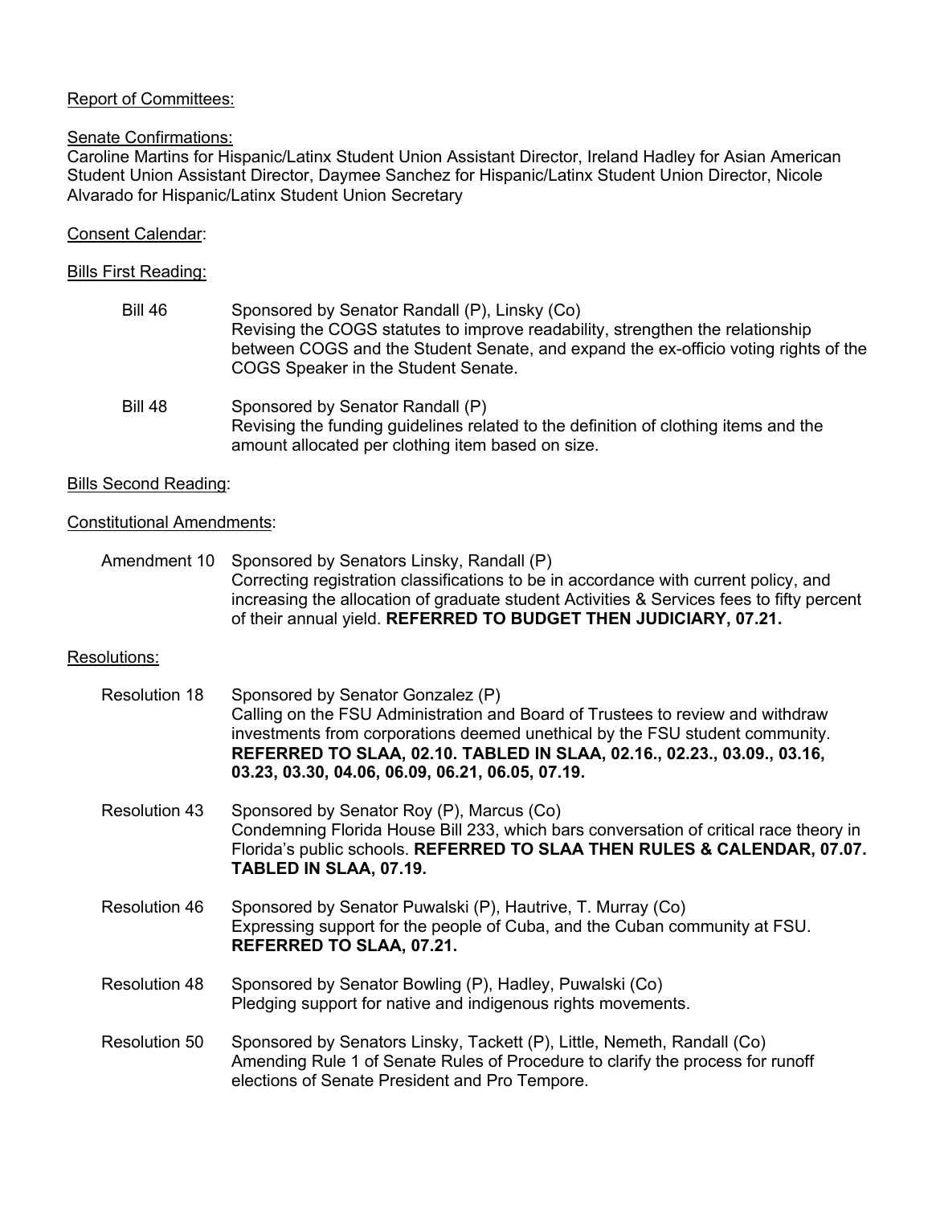Report of Committees:

Senate Confirmations:
Caroline Martins for Hispanic/Latinx Student Union Assistant Director, Ireland Hadley for Asian American Student Union Assistant Director, Daymee Sanchez for Hispanic/Latinx Student Union Director, Nicole Alvarado for Hispanic/Latinx Student Union Secretary

Consent Calendar:

Bills First Reading:

Bill 46 — Sponsored by Senator Randall (P), Linsky (Co)
Revising the COGS statutes to improve readability, strengthen the relationship between COGS and the Student Senate, and expand the ex-officio voting rights of the COGS Speaker in the Student Senate.

Bill 48 — Sponsored by Senator Randall (P)
Revising the funding guidelines related to the definition of clothing items and the amount allocated per clothing item based on size.

Bills Second Reading:

Constitutional Amendments:

Amendment 10 — Sponsored by Senators Linsky, Randall (P)
Correcting registration classifications to be in accordance with current policy, and increasing the allocation of graduate student Activities & Services fees to fifty percent of their annual yield. **REFERRED TO BUDGET THEN JUDICIARY, 07.21.**

Resolutions:

Resolution 18 — Sponsored by Senator Gonzalez (P)
Calling on the FSU Administration and Board of Trustees to review and withdraw investments from corporations deemed unethical by the FSU student community. **REFERRED TO SLAA, 02.10. TABLED IN SLAA, 02.16., 02.23., 03.09., 03.16, 03.23, 03.30, 04.06, 06.09, 06.21, 06.05, 07.19.**

Resolution 43 — Sponsored by Senator Roy (P), Marcus (Co)
Condemning Florida House Bill 233, which bars conversation of critical race theory in Florida's public schools. **REFERRED TO SLAA THEN RULES & CALENDAR, 07.07. TABLED IN SLAA, 07.19.**

Resolution 46 — Sponsored by Senator Puwalski (P), Hautrive, T. Murray (Co)
Expressing support for the people of Cuba, and the Cuban community at FSU. **REFERRED TO SLAA, 07.21.**

Resolution 48 — Sponsored by Senator Bowling (P), Hadley, Puwalski (Co)
Pledging support for native and indigenous rights movements.

Resolution 50 — Sponsored by Senators Linsky, Tackett (P), Little, Nemeth, Randall (Co)
Amending Rule 1 of Senate Rules of Procedure to clarify the process for runoff elections of Senate President and Pro Tempore.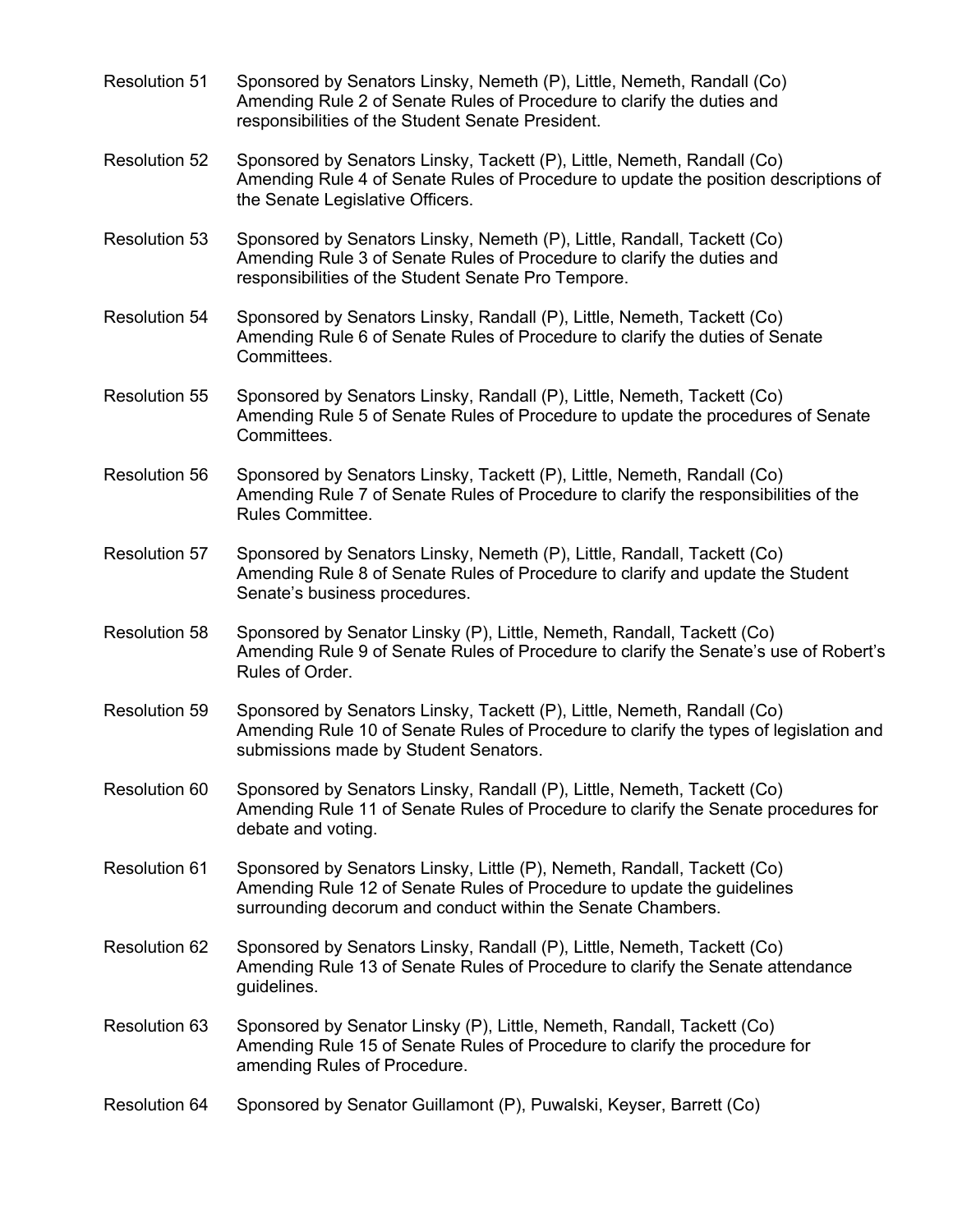Resolution 51 Sponsored by Senators Linsky, Nemeth (P), Little, Nemeth, Randall (Co)
Amending Rule 2 of Senate Rules of Procedure to clarify the duties and responsibilities of the Student Senate President.

Resolution 52 Sponsored by Senators Linsky, Tackett (P), Little, Nemeth, Randall (Co)
Amending Rule 4 of Senate Rules of Procedure to update the position descriptions of the Senate Legislative Officers.

Resolution 53 Sponsored by Senators Linsky, Nemeth (P), Little, Randall, Tackett (Co)
Amending Rule 3 of Senate Rules of Procedure to clarify the duties and responsibilities of the Student Senate Pro Tempore.

Resolution 54 Sponsored by Senators Linsky, Randall (P), Little, Nemeth, Tackett (Co)
Amending Rule 6 of Senate Rules of Procedure to clarify the duties of Senate Committees.

Resolution 55 Sponsored by Senators Linsky, Randall (P), Little, Nemeth, Tackett (Co)
Amending Rule 5 of Senate Rules of Procedure to update the procedures of Senate Committees.

Resolution 56 Sponsored by Senators Linsky, Tackett (P), Little, Nemeth, Randall (Co)
Amending Rule 7 of Senate Rules of Procedure to clarify the responsibilities of the Rules Committee.

Resolution 57 Sponsored by Senators Linsky, Nemeth (P), Little, Randall, Tackett (Co)
Amending Rule 8 of Senate Rules of Procedure to clarify and update the Student Senate's business procedures.

Resolution 58 Sponsored by Senator Linsky (P), Little, Nemeth, Randall, Tackett (Co)
Amending Rule 9 of Senate Rules of Procedure to clarify the Senate's use of Robert's Rules of Order.

Resolution 59 Sponsored by Senators Linsky, Tackett (P), Little, Nemeth, Randall (Co)
Amending Rule 10 of Senate Rules of Procedure to clarify the types of legislation and submissions made by Student Senators.

Resolution 60 Sponsored by Senators Linsky, Randall (P), Little, Nemeth, Tackett (Co)
Amending Rule 11 of Senate Rules of Procedure to clarify the Senate procedures for debate and voting.

Resolution 61 Sponsored by Senators Linsky, Little (P), Nemeth, Randall, Tackett (Co)
Amending Rule 12 of Senate Rules of Procedure to update the guidelines surrounding decorum and conduct within the Senate Chambers.

Resolution 62 Sponsored by Senators Linsky, Randall (P), Little, Nemeth, Tackett (Co)
Amending Rule 13 of Senate Rules of Procedure to clarify the Senate attendance guidelines.

Resolution 63 Sponsored by Senator Linsky (P), Little, Nemeth, Randall, Tackett (Co)
Amending Rule 15 of Senate Rules of Procedure to clarify the procedure for amending Rules of Procedure.

Resolution 64 Sponsored by Senator Guillamont (P), Puwalski, Keyser, Barrett (Co)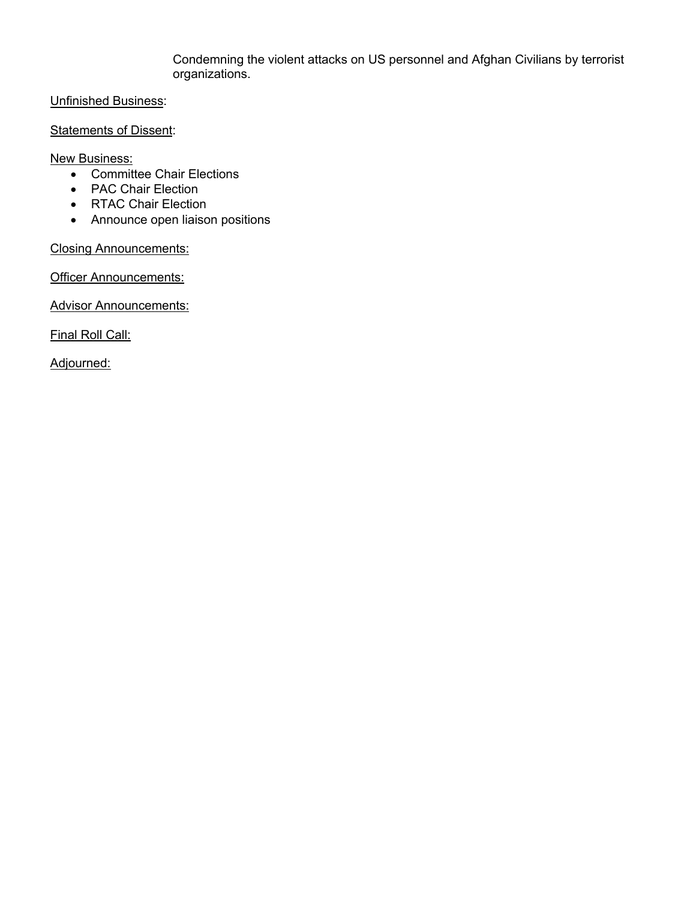Condemning the violent attacks on US personnel and Afghan Civilians by terrorist organizations.

Unfinished Business:

Statements of Dissent:

New Business:

- Committee Chair Elections
- PAC Chair Election
- RTAC Chair Election
- Announce open liaison positions

Closing Announcements:

Officer Announcements:

Advisor Announcements:

Final Roll Call:

Adjourned: